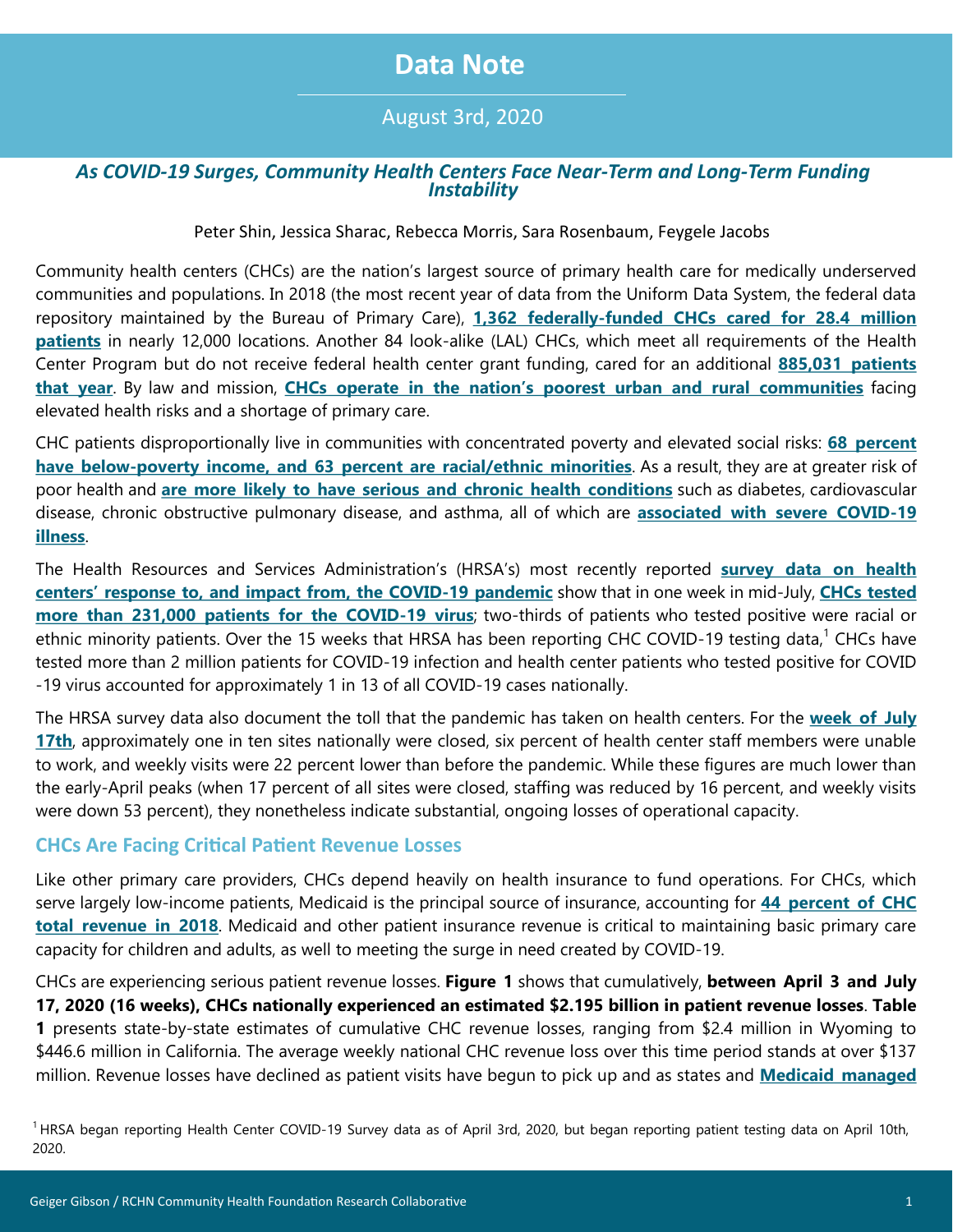# Data Note

August 3rd, 2020

## *As COVID-19 Surges, Community Health Centers Face Near-Term and Long-Term Funding Instability*

Peter Shin, Jessica Sharac, Rebecca Morris, Sara Rosenbaum, Feygele Jacobs

Community health centers (CHCs) are the nation's largest source of primary health care for medically underserved communities and populations. In 2018 (the most recent year of data from the Uniform Data System, the federal data repository maintained by the Bureau of Primary Care), **1,362 federally-funded CHCs cared for 28.4 million patients** in nearly 12,000 locations. Another 84 look-alike (LAL) CHCs, which meet all requirements of the Health Center Program but do not receive federal health center grant funding, cared for an additional **885,031 patients that year**. By law and mission, **CHCs operate in the nation's poorest urban and rural communities** facing elevated health risks and a shortage of primary care.

CHC patients disproportionally live in communities with concentrated poverty and elevated social risks: **68 percent have below-poverty income, and 63 percent are racial/ethnic minorities**. As a result, they are at greater risk of poor health and **are more likely to have serious and chronic health conditions** such as diabetes, cardiovascular disease, chronic obstructive pulmonary disease, and asthma, all of which are **associated with severe COVID-19 illness**.

The Health Resources and Services Administration's (HRSA's) most recently reported **survey data on health centers' response to, and impact from, the COVID-19 pandemic** show that in one week in mid-July, **CHCs tested more than 231,000 patients for the COVID-19 virus**; two-thirds of patients who tested positive were racial or ethnic minority patients. Over the 15 weeks that HRSA has been reporting CHC COVID-19 testing data,[1] CHCs have tested more than 2 million patients for COVID-19 infection and health center patients who tested positive for COVID -19 virus accounted for approximately 1 in 13 of all COVID-19 cases nationally.

The HRSA survey data also document the toll that the pandemic has taken on health centers. For the **week of July 17th**, approximately one in ten sites nationally were closed, six percent of health center staff members were unable to work, and weekly visits were 22 percent lower than before the pandemic. While these figures are much lower than the early-April peaks (when 17 percent of all sites were closed, staffing was reduced by 16 percent, and weekly visits were down 53 percent), they nonetheless indicate substantial, ongoing losses of operational capacity.

## CHCs Are Facing Critical Patient Revenue Losses

Like other primary care providers, CHCs depend heavily on health insurance to fund operations. For CHCs, which serve largely low-income patients, Medicaid is the principal source of insurance, accounting for **44 percent of CHC total revenue in 2018**. Medicaid and other patient insurance revenue is critical to maintaining basic primary care capacity for children and adults, as well to meeting the surge in need created by COVID-19.

CHCs are experiencing serious patient revenue losses. **Figure 1** shows that cumulatively, **between April 3 and July 17, 2020 (16 weeks), CHCs nationally experienced an estimated $2.195 billion in patient revenue losses**. **Table 1** presents state-by-state estimates of cumulative CHC revenue losses, ranging from $2.4 million in Wyoming to $446.6 million in California. The average weekly national CHC revenue loss over this time period stands at over $137 million. Revenue losses have declined as patient visits have begun to pick up and as states and **Medicaid managed**

[1] HRSA began reporting Health Center COVID-19 Survey data as of April 3rd, 2020, but began reporting patient testing data on April 10th, 2020.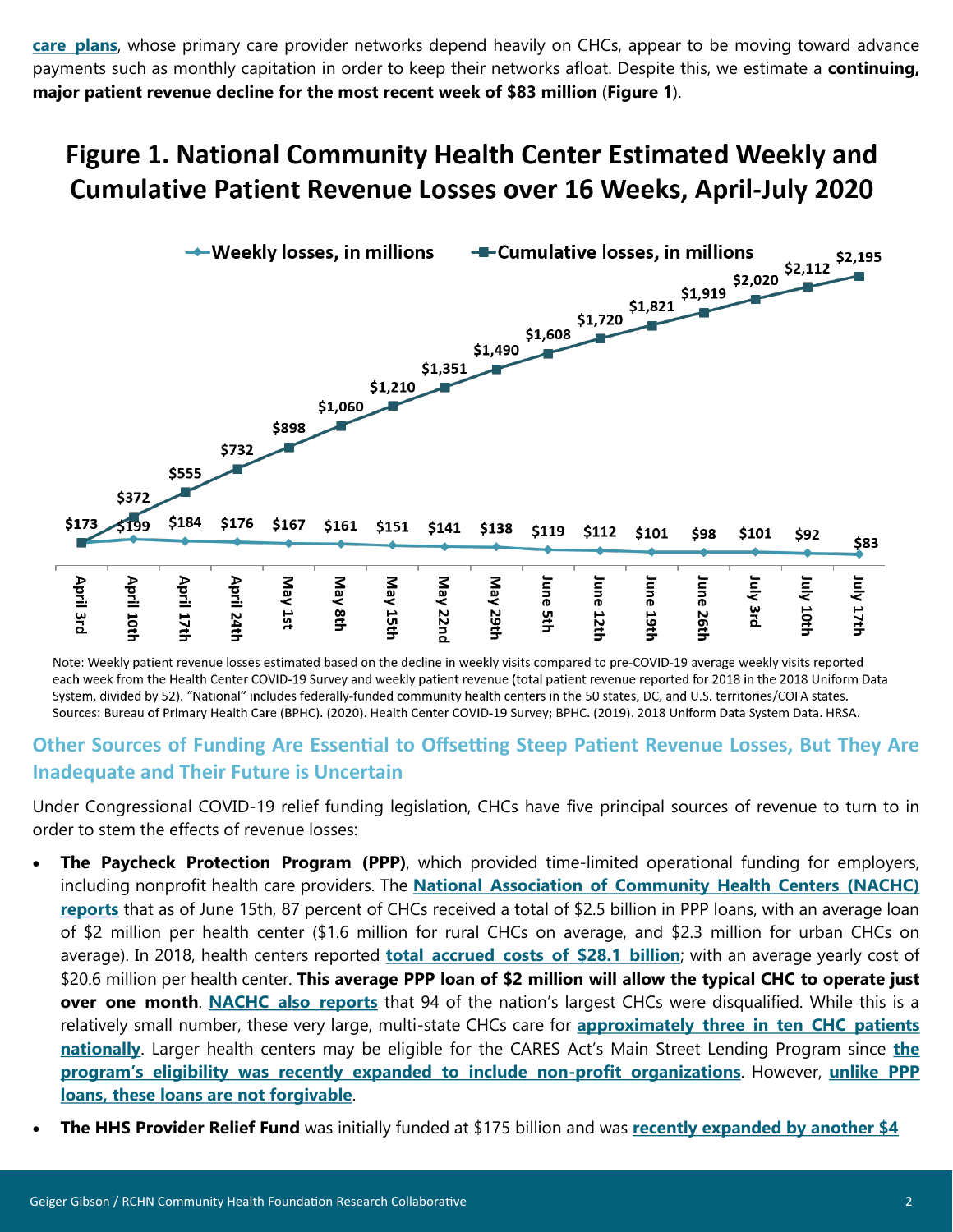**care plans**, whose primary care provider networks depend heavily on CHCs, appear to be moving toward advance payments such as monthly capitation in order to keep their networks afloat. Despite this, we estimate a **continuing, major patient revenue decline for the most recent week of $83 million** (**Figure 1**).

## Figure 1. National Community Health Center Estimated Weekly and Cumulative Patient Revenue Losses over 16 Weeks, April-July 2020

Weekly losses, in millions
Cumulative losses, in millions

$173 $372 $555 $732 $898 $1,060 $1,210 $1,351 $1,490 $1,608 $1,720 $1,821 $1,919 $2,020 $2,112 $2,195

$173 $199 $184 $176 $167 $161 $151 $141 $138 $119 $112 $101 $98 $101 $92 $83

April 3rd, April 10th, April 17th, April 24th, May 1st, May 8th, May 15th, May 22nd, May 29th, June 5th, June 12th, June 19th, June 26th, July 3rd, July 10th, July 17th

Note: Weekly patient revenue losses estimated based on the decline in weekly visits compared to pre-COVID-19 average weekly visits reported each week from the Health Center COVID-19 Survey and weekly patient revenue (total patient revenue reported for 2018 in the 2018 Uniform Data System, divided by 52). "National" includes federally-funded community health centers in the 50 states, DC, and U.S. territories/COFA states.
Sources: Bureau of Primary Health Care (BPHC). (2020). Health Center COVID-19 Survey; BPHC. (2019). 2018 Uniform Data System Data. HRSA.

### Other Sources of Funding Are Essential to Offsetting Steep Patient Revenue Losses, But They Are Inadequate and Their Future is Uncertain

Under Congressional COVID-19 relief funding legislation, CHCs have five principal sources of revenue to turn to in order to stem the effects of revenue losses:

- **The Paycheck Protection Program (PPP)**, which provided time-limited operational funding for employers, including nonprofit health care providers. The **National Association of Community Health Centers (NACHC) reports** that as of June 15th, 87 percent of CHCs received a total of $2.5 billion in PPP loans, with an average loan of $2 million per health center ($1.6 million for rural CHCs on average, and $2.3 million for urban CHCs on average). In 2018, health centers reported **total accrued costs of $28.1 billion**; with an average yearly cost of $20.6 million per health center. **This average PPP loan of $2 million will allow the typical CHC to operate just over one month**. **NACHC also reports** that 94 of the nation's largest CHCs were disqualified. While this is a relatively small number, these very large, multi-state CHCs care for **approximately three in ten CHC patients nationally**. Larger health centers may be eligible for the CARES Act's Main Street Lending Program since **the program's eligibility was recently expanded to include non-profit organizations**. However, **unlike PPP loans, these loans are not forgivable**.
- **The HHS Provider Relief Fund** was initially funded at $175 billion and was **recently expanded by another $4**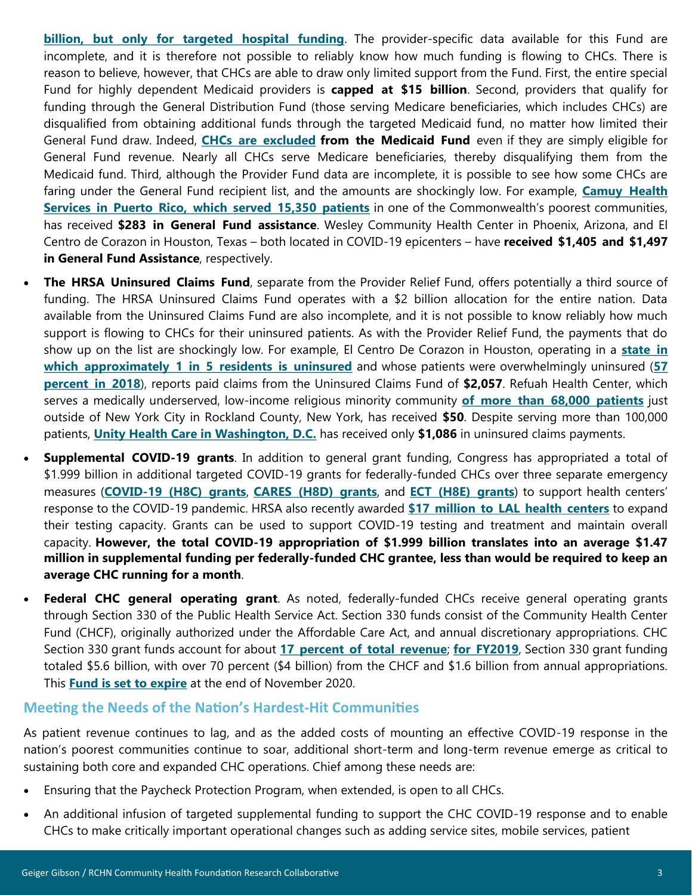**billion, but only for targeted hospital funding**. The provider-specific data available for this Fund are incomplete, and it is therefore not possible to reliably know how much funding is flowing to CHCs. There is reason to believe, however, that CHCs are able to draw only limited support from the Fund. First, the entire special Fund for highly dependent Medicaid providers is **capped at $15 billion**. Second, providers that qualify for funding through the General Distribution Fund (those serving Medicare beneficiaries, which includes CHCs) are disqualified from obtaining additional funds through the targeted Medicaid fund, no matter how limited their General Fund draw. Indeed, **CHCs are excluded from the Medicaid Fund** even if they are simply eligible for General Fund revenue. Nearly all CHCs serve Medicare beneficiaries, thereby disqualifying them from the Medicaid fund. Third, although the Provider Fund data are incomplete, it is possible to see how some CHCs are faring under the General Fund recipient list, and the amounts are shockingly low. For example, **Camuy Health Services in Puerto Rico, which served 15,350 patients** in one of the Commonwealth's poorest communities, has received **$283 in General Fund assistance**. Wesley Community Health Center in Phoenix, Arizona, and El Centro de Corazon in Houston, Texas – both located in COVID-19 epicenters – have **received $1,405 and $1,497 in General Fund Assistance**, respectively.

- **The HRSA Uninsured Claims Fund**, separate from the Provider Relief Fund, offers potentially a third source of funding. The HRSA Uninsured Claims Fund operates with a $2 billion allocation for the entire nation. Data available from the Uninsured Claims Fund are also incomplete, and it is not possible to know reliably how much support is flowing to CHCs for their uninsured patients. As with the Provider Relief Fund, the payments that do show up on the list are shockingly low. For example, El Centro De Corazon in Houston, operating in a **state in which approximately 1 in 5 residents is uninsured** and whose patients were overwhelmingly uninsured (**57 percent in 2018**), reports paid claims from the Uninsured Claims Fund of **$2,057**. Refuah Health Center, which serves a medically underserved, low-income religious minority community **of more than 68,000 patients** just outside of New York City in Rockland County, New York, has received **$50**. Despite serving more than 100,000 patients, **Unity Health Care in Washington, D.C.** has received only **$1,086** in uninsured claims payments.
- **Supplemental COVID-19 grants**. In addition to general grant funding, Congress has appropriated a total of $1.999 billion in additional targeted COVID-19 grants for federally-funded CHCs over three separate emergency measures (**COVID-19 (H8C) grants**, **CARES (H8D) grants**, and **ECT (H8E) grants**) to support health centers' response to the COVID-19 pandemic. HRSA also recently awarded **$17 million to LAL health centers** to expand their testing capacity. Grants can be used to support COVID-19 testing and treatment and maintain overall capacity. **However, the total COVID-19 appropriation of $1.999 billion translates into an average $1.47 million in supplemental funding per federally-funded CHC grantee, less than would be required to keep an average CHC running for a month**.
- **Federal CHC general operating grant**. As noted, federally-funded CHCs receive general operating grants through Section 330 of the Public Health Service Act. Section 330 funds consist of the Community Health Center Fund (CHCF), originally authorized under the Affordable Care Act, and annual discretionary appropriations. CHC Section 330 grant funds account for about **17 percent of total revenue**; **for FY2019**, Section 330 grant funding totaled $5.6 billion, with over 70 percent ($4 billion) from the CHCF and $1.6 billion from annual appropriations. This **Fund is set to expire** at the end of November 2020.

## Meeting the Needs of the Nation's Hardest-Hit Communities

As patient revenue continues to lag, and as the added costs of mounting an effective COVID-19 response in the nation's poorest communities continue to soar, additional short-term and long-term revenue emerge as critical to sustaining both core and expanded CHC operations. Chief among these needs are:

- Ensuring that the Paycheck Protection Program, when extended, is open to all CHCs.
- An additional infusion of targeted supplemental funding to support the CHC COVID-19 response and to enable CHCs to make critically important operational changes such as adding service sites, mobile services, patient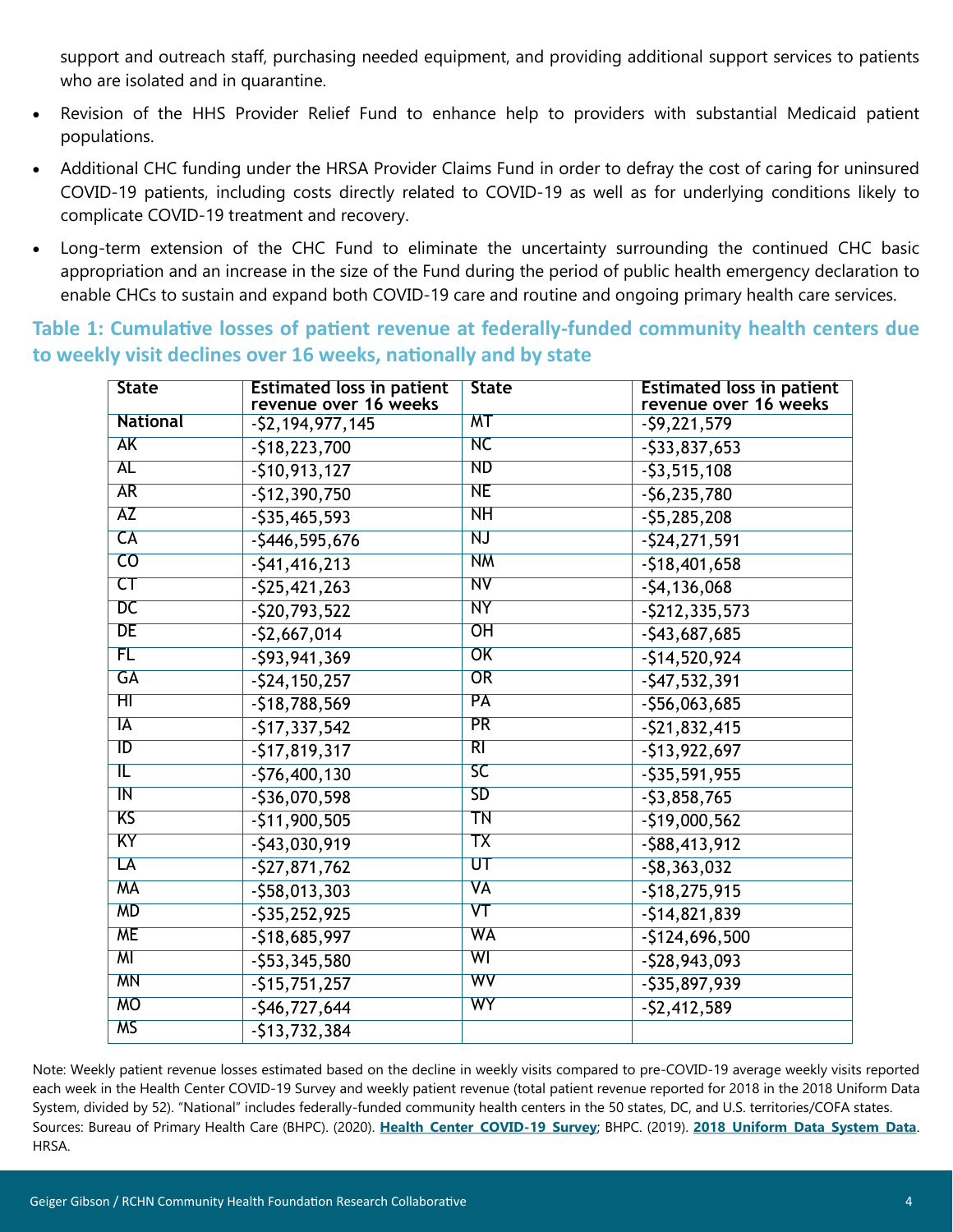support and outreach staff, purchasing needed equipment, and providing additional support services to patients who are isolated and in quarantine.

- Revision of the HHS Provider Relief Fund to enhance help to providers with substantial Medicaid patient populations.
- Additional CHC funding under the HRSA Provider Claims Fund in order to defray the cost of caring for uninsured COVID-19 patients, including costs directly related to COVID-19 as well as for underlying conditions likely to complicate COVID-19 treatment and recovery.
- Long-term extension of the CHC Fund to eliminate the uncertainty surrounding the continued CHC basic appropriation and an increase in the size of the Fund during the period of public health emergency declaration to enable CHCs to sustain and expand both COVID-19 care and routine and ongoing primary health care services.

### Table 1: Cumulative losses of patient revenue at federally-funded community health centers due to weekly visit declines over 16 weeks, nationally and by state

| State | Estimated loss in patient revenue over 16 weeks | State | Estimated loss in patient revenue over 16 weeks |
|---|---|---|---|
| **National** | -$2,194,977,145 | MT | -$9,221,579 |
| AK | -$18,223,700 | NC | -$33,837,653 |
| AL | -$10,913,127 | ND | -$3,515,108 |
| AR | -$12,390,750 | NE | -$6,235,780 |
| AZ | -$35,465,593 | NH | -$5,285,208 |
| CA | -$446,595,676 | NJ | -$24,271,591 |
| CO | -$41,416,213 | NM | -$18,401,658 |
| CT | -$25,421,263 | NV | -$4,136,068 |
| DC | -$20,793,522 | NY | -$212,335,573 |
| DE | -$2,667,014 | OH | -$43,687,685 |
| FL | -$93,941,369 | OK | -$14,520,924 |
| GA | -$24,150,257 | OR | -$47,532,391 |
| HI | -$18,788,569 | PA | -$56,063,685 |
| IA | -$17,337,542 | PR | -$21,832,415 |
| ID | -$17,819,317 | RI | -$13,922,697 |
| IL | -$76,400,130 | SC | -$35,591,955 |
| IN | -$36,070,598 | SD | -$3,858,765 |
| KS | -$11,900,505 | TN | -$19,000,562 |
| KY | -$43,030,919 | TX | -$88,413,912 |
| LA | -$27,871,762 | UT | -$8,363,032 |
| MA | -$58,013,303 | VA | -$18,275,915 |
| MD | -$35,252,925 | VT | -$14,821,839 |
| ME | -$18,685,997 | WA | -$124,696,500 |
| MI | -$53,345,580 | WI | -$28,943,093 |
| MN | -$15,751,257 | WV | -$35,897,939 |
| MO | -$46,727,644 | WY | -$2,412,589 |
| MS | -$13,732,384 | | |

Note: Weekly patient revenue losses estimated based on the decline in weekly visits compared to pre-COVID-19 average weekly visits reported each week in the Health Center COVID-19 Survey and weekly patient revenue (total patient revenue reported for 2018 in the 2018 Uniform Data System, divided by 52). "National" includes federally-funded community health centers in the 50 states, DC, and U.S. territories/COFA states. Sources: Bureau of Primary Health Care (BHPC). (2020). **Health Center COVID-19 Survey**; BHPC. (2019). **2018 Uniform Data System Data**. HRSA.